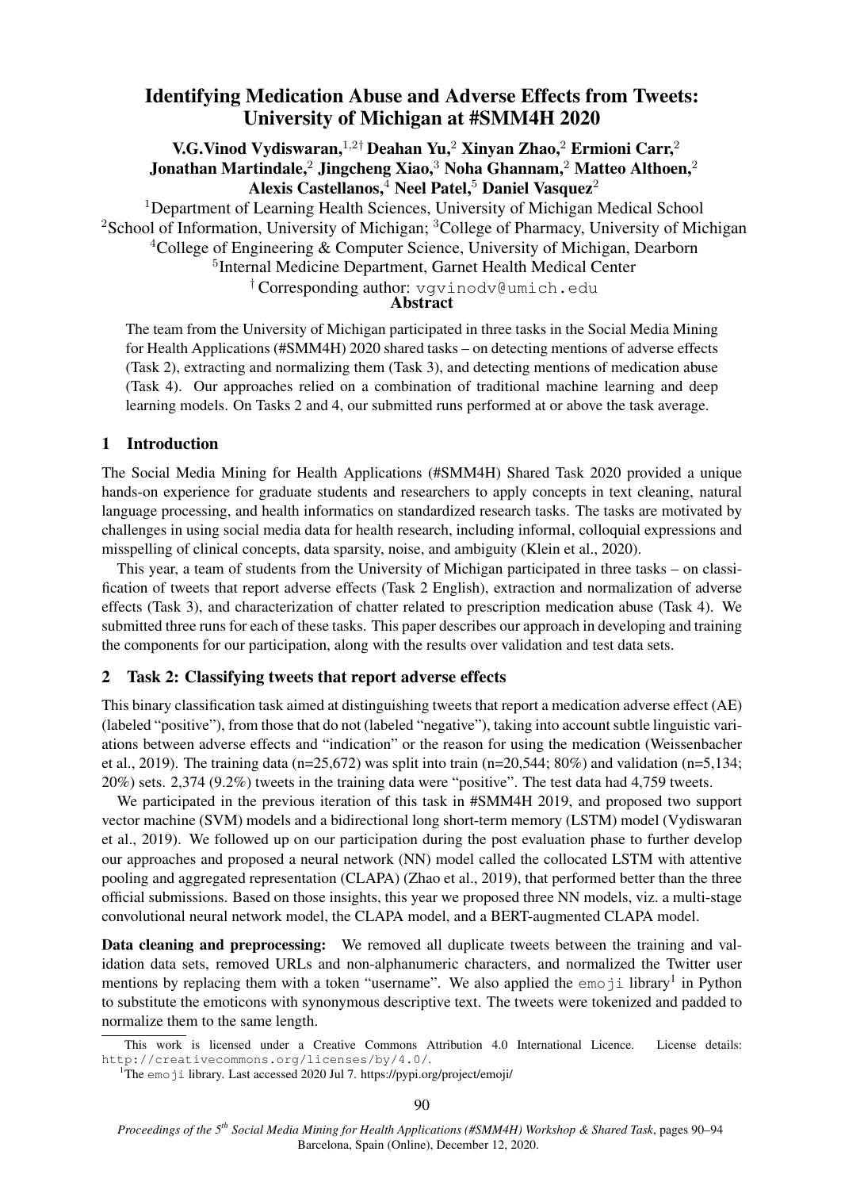# Identifying Medication Abuse and Adverse Effects from Tweets: University of Michigan at #SMM4H 2020

**V.G.Vinod Vydiswaran,[1,2†] Deahan Yu,[2] Xinyan Zhao,[2] Ermioni Carr,[2] Jonathan Martindale,[2] Jingcheng Xiao,[3] Noha Ghannam,[2] Matteo Althoen,[2] Alexis Castellanos,[4] Neel Patel,[5] Daniel Vasquez[2]**

[1]Department of Learning Health Sciences, University of Michigan Medical School
[2]School of Information, University of Michigan; [3]College of Pharmacy, University of Michigan
[4]College of Engineering & Computer Science, University of Michigan, Dearborn
[5]Internal Medicine Department, Garnet Health Medical Center
[†] Corresponding author: `vgvinodv@umich.edu`

## Abstract

The team from the University of Michigan participated in three tasks in the Social Media Mining for Health Applications (#SMM4H) 2020 shared tasks – on detecting mentions of adverse effects (Task 2), extracting and normalizing them (Task 3), and detecting mentions of medication abuse (Task 4). Our approaches relied on a combination of traditional machine learning and deep learning models. On Tasks 2 and 4, our submitted runs performed at or above the task average.

## 1 Introduction

The Social Media Mining for Health Applications (#SMM4H) Shared Task 2020 provided a unique hands-on experience for graduate students and researchers to apply concepts in text cleaning, natural language processing, and health informatics on standardized research tasks. The tasks are motivated by challenges in using social media data for health research, including informal, colloquial expressions and misspelling of clinical concepts, data sparsity, noise, and ambiguity (Klein et al., 2020).

This year, a team of students from the University of Michigan participated in three tasks – on classification of tweets that report adverse effects (Task 2 English), extraction and normalization of adverse effects (Task 3), and characterization of chatter related to prescription medication abuse (Task 4). We submitted three runs for each of these tasks. This paper describes our approach in developing and training the components for our participation, along with the results over validation and test data sets.

## 2 Task 2: Classifying tweets that report adverse effects

This binary classification task aimed at distinguishing tweets that report a medication adverse effect (AE) (labeled "positive"), from those that do not (labeled "negative"), taking into account subtle linguistic variations between adverse effects and "indication" or the reason for using the medication (Weissenbacher et al., 2019). The training data (n=25,672) was split into train (n=20,544; 80%) and validation (n=5,134; 20%) sets. 2,374 (9.2%) tweets in the training data were "positive". The test data had 4,759 tweets.

We participated in the previous iteration of this task in #SMM4H 2019, and proposed two support vector machine (SVM) models and a bidirectional long short-term memory (LSTM) model (Vydiswaran et al., 2019). We followed up on our participation during the post evaluation phase to further develop our approaches and proposed a neural network (NN) model called the collocated LSTM with attentive pooling and aggregated representation (CLAPA) (Zhao et al., 2019), that performed better than the three official submissions. Based on those insights, this year we proposed three NN models, viz. a multi-stage convolutional neural network model, the CLAPA model, and a BERT-augmented CLAPA model.

**Data cleaning and preprocessing:** We removed all duplicate tweets between the training and validation data sets, removed URLs and non-alphanumeric characters, and normalized the Twitter user mentions by replacing them with a token "username". We also applied the `emoji` library[1] in Python to substitute the emoticons with synonymous descriptive text. The tweets were tokenized and padded to normalize them to the same length.

This work is licensed under a Creative Commons Attribution 4.0 International Licence. License details: `http://creativecommons.org/licenses/by/4.0/`.

[1]The `emoji` library. Last accessed 2020 Jul 7. https://pypi.org/project/emoji/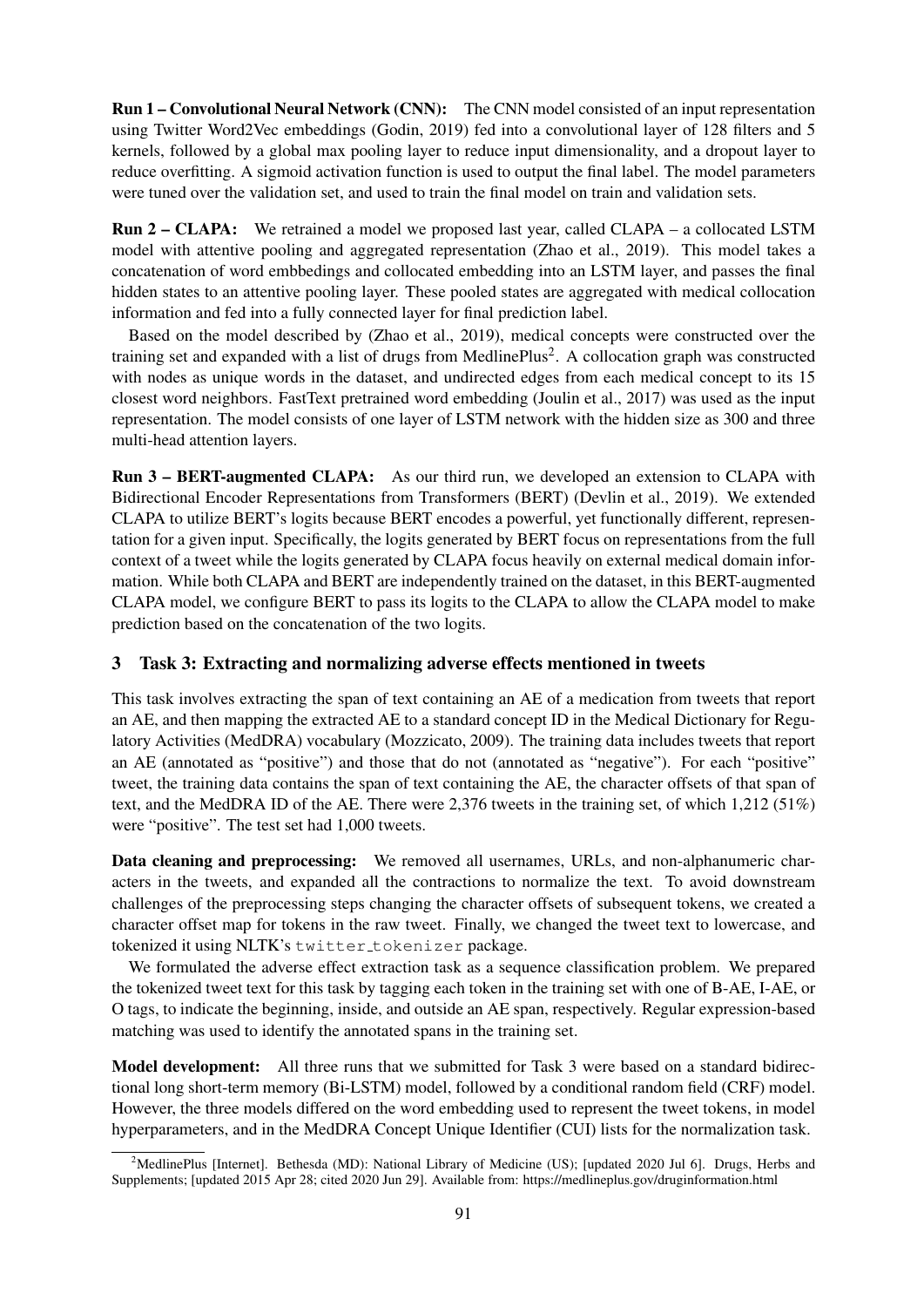**Run 1 – Convolutional Neural Network (CNN):** The CNN model consisted of an input representation using Twitter Word2Vec embeddings (Godin, 2019) fed into a convolutional layer of 128 filters and 5 kernels, followed by a global max pooling layer to reduce input dimensionality, and a dropout layer to reduce overfitting. A sigmoid activation function is used to output the final label. The model parameters were tuned over the validation set, and used to train the final model on train and validation sets.

**Run 2 – CLAPA:** We retrained a model we proposed last year, called CLAPA – a collocated LSTM model with attentive pooling and aggregated representation (Zhao et al., 2019). This model takes a concatenation of word embbedings and collocated embedding into an LSTM layer, and passes the final hidden states to an attentive pooling layer. These pooled states are aggregated with medical collocation information and fed into a fully connected layer for final prediction label.

Based on the model described by (Zhao et al., 2019), medical concepts were constructed over the training set and expanded with a list of drugs from MedlinePlus[2]. A collocation graph was constructed with nodes as unique words in the dataset, and undirected edges from each medical concept to its 15 closest word neighbors. FastText pretrained word embedding (Joulin et al., 2017) was used as the input representation. The model consists of one layer of LSTM network with the hidden size as 300 and three multi-head attention layers.

**Run 3 – BERT-augmented CLAPA:** As our third run, we developed an extension to CLAPA with Bidirectional Encoder Representations from Transformers (BERT) (Devlin et al., 2019). We extended CLAPA to utilize BERT's logits because BERT encodes a powerful, yet functionally different, representation for a given input. Specifically, the logits generated by BERT focus on representations from the full context of a tweet while the logits generated by CLAPA focus heavily on external medical domain information. While both CLAPA and BERT are independently trained on the dataset, in this BERT-augmented CLAPA model, we configure BERT to pass its logits to the CLAPA to allow the CLAPA model to make prediction based on the concatenation of the two logits.

## 3 Task 3: Extracting and normalizing adverse effects mentioned in tweets

This task involves extracting the span of text containing an AE of a medication from tweets that report an AE, and then mapping the extracted AE to a standard concept ID in the Medical Dictionary for Regulatory Activities (MedDRA) vocabulary (Mozzicato, 2009). The training data includes tweets that report an AE (annotated as "positive") and those that do not (annotated as "negative"). For each "positive" tweet, the training data contains the span of text containing the AE, the character offsets of that span of text, and the MedDRA ID of the AE. There were 2,376 tweets in the training set, of which 1,212 (51%) were "positive". The test set had 1,000 tweets.

**Data cleaning and preprocessing:** We removed all usernames, URLs, and non-alphanumeric characters in the tweets, and expanded all the contractions to normalize the text. To avoid downstream challenges of the preprocessing steps changing the character offsets of subsequent tokens, we created a character offset map for tokens in the raw tweet. Finally, we changed the tweet text to lowercase, and tokenized it using NLTK's `twitter_tokenizer` package.

We formulated the adverse effect extraction task as a sequence classification problem. We prepared the tokenized tweet text for this task by tagging each token in the training set with one of B-AE, I-AE, or O tags, to indicate the beginning, inside, and outside an AE span, respectively. Regular expression-based matching was used to identify the annotated spans in the training set.

**Model development:** All three runs that we submitted for Task 3 were based on a standard bidirectional long short-term memory (Bi-LSTM) model, followed by a conditional random field (CRF) model. However, the three models differed on the word embedding used to represent the tweet tokens, in model hyperparameters, and in the MedDRA Concept Unique Identifier (CUI) lists for the normalization task.

[2]MedlinePlus [Internet]. Bethesda (MD): National Library of Medicine (US); [updated 2020 Jul 6]. Drugs, Herbs and Supplements; [updated 2015 Apr 28; cited 2020 Jun 29]. Available from: https://medlineplus.gov/druginformation.html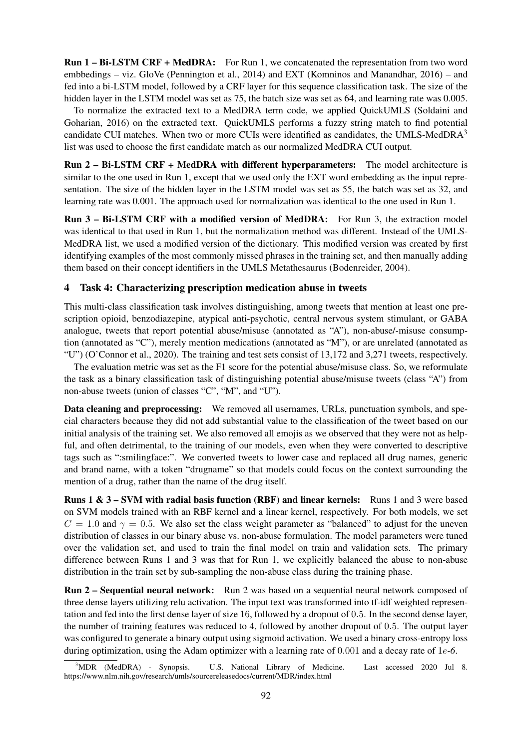**Run 1 – Bi-LSTM CRF + MedDRA:** For Run 1, we concatenated the representation from two word embbedings – viz. GloVe (Pennington et al., 2014) and EXT (Komninos and Manandhar, 2016) – and fed into a bi-LSTM model, followed by a CRF layer for this sequence classification task. The size of the hidden layer in the LSTM model was set as 75, the batch size was set as 64, and learning rate was 0.005.

To normalize the extracted text to a MedDRA term code, we applied QuickUMLS (Soldaini and Goharian, 2016) on the extracted text. QuickUMLS performs a fuzzy string match to find potential candidate CUI matches. When two or more CUIs were identified as candidates, the UMLS-MedDRA[3] list was used to choose the first candidate match as our normalized MedDRA CUI output.

**Run 2 – Bi-LSTM CRF + MedDRA with different hyperparameters:** The model architecture is similar to the one used in Run 1, except that we used only the EXT word embedding as the input representation. The size of the hidden layer in the LSTM model was set as 55, the batch was set as 32, and learning rate was 0.001. The approach used for normalization was identical to the one used in Run 1.

**Run 3 – Bi-LSTM CRF with a modified version of MedDRA:** For Run 3, the extraction model was identical to that used in Run 1, but the normalization method was different. Instead of the UMLS-MedDRA list, we used a modified version of the dictionary. This modified version was created by first identifying examples of the most commonly missed phrases in the training set, and then manually adding them based on their concept identifiers in the UMLS Metathesaurus (Bodenreider, 2004).

## 4 Task 4: Characterizing prescription medication abuse in tweets

This multi-class classification task involves distinguishing, among tweets that mention at least one prescription opioid, benzodiazepine, atypical anti-psychotic, central nervous system stimulant, or GABA analogue, tweets that report potential abuse/misuse (annotated as "A"), non-abuse/-misuse consumption (annotated as "C"), merely mention medications (annotated as "M"), or are unrelated (annotated as "U") (O'Connor et al., 2020). The training and test sets consist of 13,172 and 3,271 tweets, respectively.

The evaluation metric was set as the F1 score for the potential abuse/misuse class. So, we reformulate the task as a binary classification task of distinguishing potential abuse/misuse tweets (class "A") from non-abuse tweets (union of classes "C", "M", and "U").

**Data cleaning and preprocessing:** We removed all usernames, URLs, punctuation symbols, and special characters because they did not add substantial value to the classification of the tweet based on our initial analysis of the training set. We also removed all emojis as we observed that they were not as helpful, and often detrimental, to the training of our models, even when they were converted to descriptive tags such as ":smilingface:". We converted tweets to lower case and replaced all drug names, generic and brand name, with a token "drugname" so that models could focus on the context surrounding the mention of a drug, rather than the name of the drug itself.

**Runs 1 & 3 – SVM with radial basis function (RBF) and linear kernels:** Runs 1 and 3 were based on SVM models trained with an RBF kernel and a linear kernel, respectively. For both models, we set $C = 1.0$ and $\gamma = 0.5$. We also set the class weight parameter as "balanced" to adjust for the uneven distribution of classes in our binary abuse vs. non-abuse formulation. The model parameters were tuned over the validation set, and used to train the final model on train and validation sets. The primary difference between Runs 1 and 3 was that for Run 1, we explicitly balanced the abuse to non-abuse distribution in the train set by sub-sampling the non-abuse class during the training phase.

**Run 2 – Sequential neural network:** Run 2 was based on a sequential neural network composed of three dense layers utilizing relu activation. The input text was transformed into tf-idf weighted representation and fed into the first dense layer of size $16$, followed by a dropout of $0.5$. In the second dense layer, the number of training features was reduced to $4$, followed by another dropout of $0.5$. The output layer was configured to generate a binary output using sigmoid activation. We used a binary cross-entropy loss during optimization, using the Adam optimizer with a learning rate of $0.001$ and a decay rate of $1e$-$6$.

[3]MDR (MedDRA) - Synopsis. U.S. National Library of Medicine. Last accessed 2020 Jul 8. https://www.nlm.nih.gov/research/umls/sourcereleasedocs/current/MDR/index.html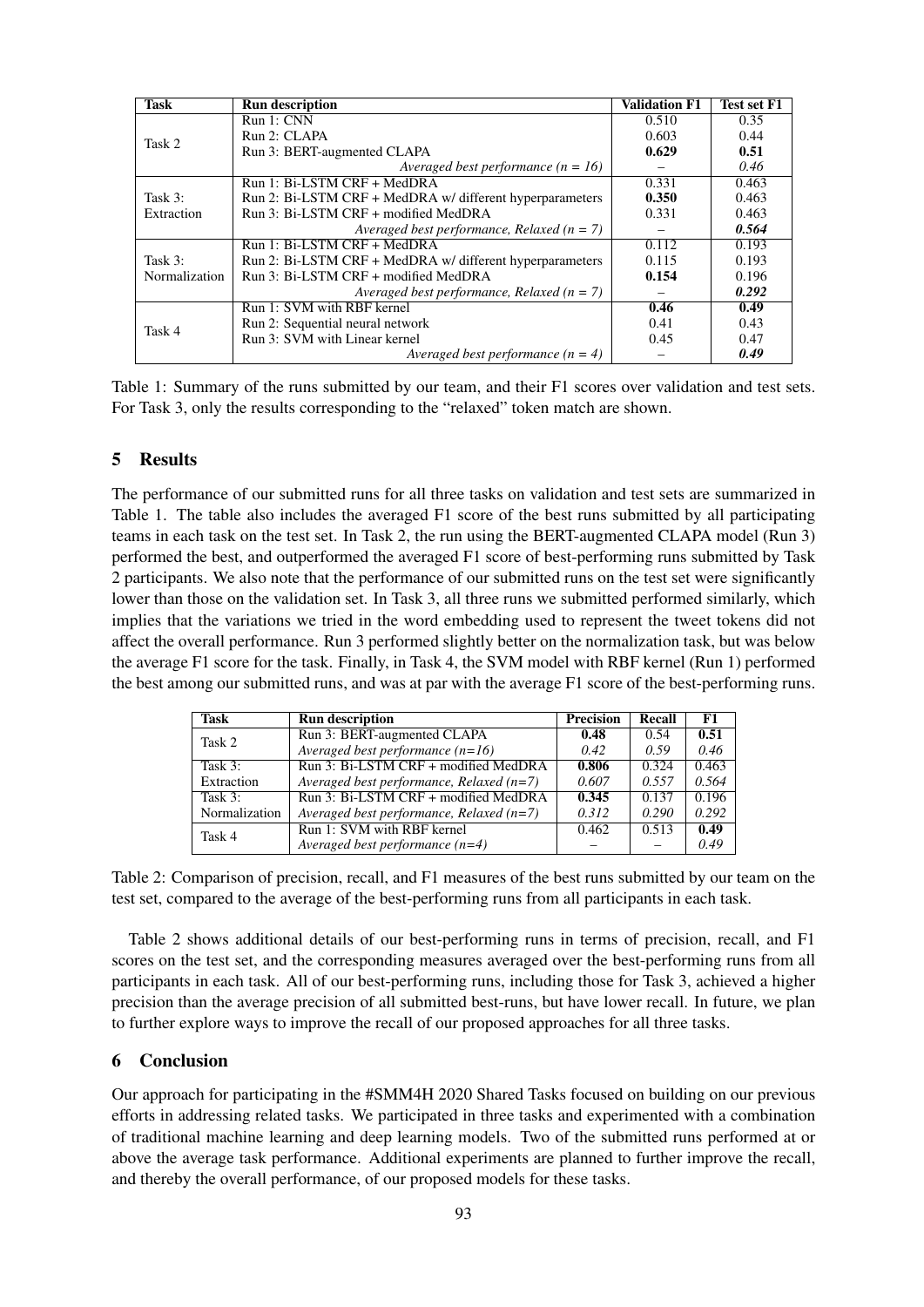| Task | Run description | Validation F1 | Test set F1 |
|---|---|---|---|
| Task 2 | Run 1: CNN | 0.510 | 0.35 |
| | Run 2: CLAPA | 0.603 | 0.44 |
| | Run 3: BERT-augmented CLAPA | **0.629** | **0.51** |
| | *Averaged best performance (n = 16)* | – | *0.46* |
| Task 3: Extraction | Run 1: Bi-LSTM CRF + MedDRA | 0.331 | 0.463 |
| | Run 2: Bi-LSTM CRF + MedDRA w/ different hyperparameters | **0.350** | 0.463 |
| | Run 3: Bi-LSTM CRF + modified MedDRA | 0.331 | 0.463 |
| | *Averaged best performance, Relaxed (n = 7)* | – | ***0.564*** |
| Task 3: Normalization | Run 1: Bi-LSTM CRF + MedDRA | 0.112 | 0.193 |
| | Run 2: Bi-LSTM CRF + MedDRA w/ different hyperparameters | 0.115 | 0.193 |
| | Run 3: Bi-LSTM CRF + modified MedDRA | **0.154** | 0.196 |
| | *Averaged best performance, Relaxed (n = 7)* | – | ***0.292*** |
| Task 4 | Run 1: SVM with RBF kernel | **0.46** | **0.49** |
| | Run 2: Sequential neural network | 0.41 | 0.43 |
| | Run 3: SVM with Linear kernel | 0.45 | 0.47 |
| | *Averaged best performance (n = 4)* | – | ***0.49*** |

Table 1: Summary of the runs submitted by our team, and their F1 scores over validation and test sets. For Task 3, only the results corresponding to the "relaxed" token match are shown.

## 5 Results

The performance of our submitted runs for all three tasks on validation and test sets are summarized in Table 1. The table also includes the averaged F1 score of the best runs submitted by all participating teams in each task on the test set. In Task 2, the run using the BERT-augmented CLAPA model (Run 3) performed the best, and outperformed the averaged F1 score of best-performing runs submitted by Task 2 participants. We also note that the performance of our submitted runs on the test set were significantly lower than those on the validation set. In Task 3, all three runs we submitted performed similarly, which implies that the variations we tried in the word embedding used to represent the tweet tokens did not affect the overall performance. Run 3 performed slightly better on the normalization task, but was below the average F1 score for the task. Finally, in Task 4, the SVM model with RBF kernel (Run 1) performed the best among our submitted runs, and was at par with the average F1 score of the best-performing runs.

| Task | Run description | Precision | Recall | F1 |
|---|---|---|---|---|
| Task 2 | Run 3: BERT-augmented CLAPA | **0.48** | 0.54 | **0.51** |
| | *Averaged best performance (n=16)* | *0.42* | *0.59* | *0.46* |
| Task 3: Extraction | Run 3: Bi-LSTM CRF + modified MedDRA | **0.806** | 0.324 | 0.463 |
| | *Averaged best performance, Relaxed (n=7)* | *0.607* | *0.557* | *0.564* |
| Task 3: Normalization | Run 3: Bi-LSTM CRF + modified MedDRA | **0.345** | 0.137 | 0.196 |
| | *Averaged best performance, Relaxed (n=7)* | *0.312* | *0.290* | *0.292* |
| Task 4 | Run 1: SVM with RBF kernel | 0.462 | 0.513 | **0.49** |
| | *Averaged best performance (n=4)* | – | – | *0.49* |

Table 2: Comparison of precision, recall, and F1 measures of the best runs submitted by our team on the test set, compared to the average of the best-performing runs from all participants in each task.

Table 2 shows additional details of our best-performing runs in terms of precision, recall, and F1 scores on the test set, and the corresponding measures averaged over the best-performing runs from all participants in each task. All of our best-performing runs, including those for Task 3, achieved a higher precision than the average precision of all submitted best-runs, but have lower recall. In future, we plan to further explore ways to improve the recall of our proposed approaches for all three tasks.

## 6 Conclusion

Our approach for participating in the #SMM4H 2020 Shared Tasks focused on building on our previous efforts in addressing related tasks. We participated in three tasks and experimented with a combination of traditional machine learning and deep learning models. Two of the submitted runs performed at or above the average task performance. Additional experiments are planned to further improve the recall, and thereby the overall performance, of our proposed models for these tasks.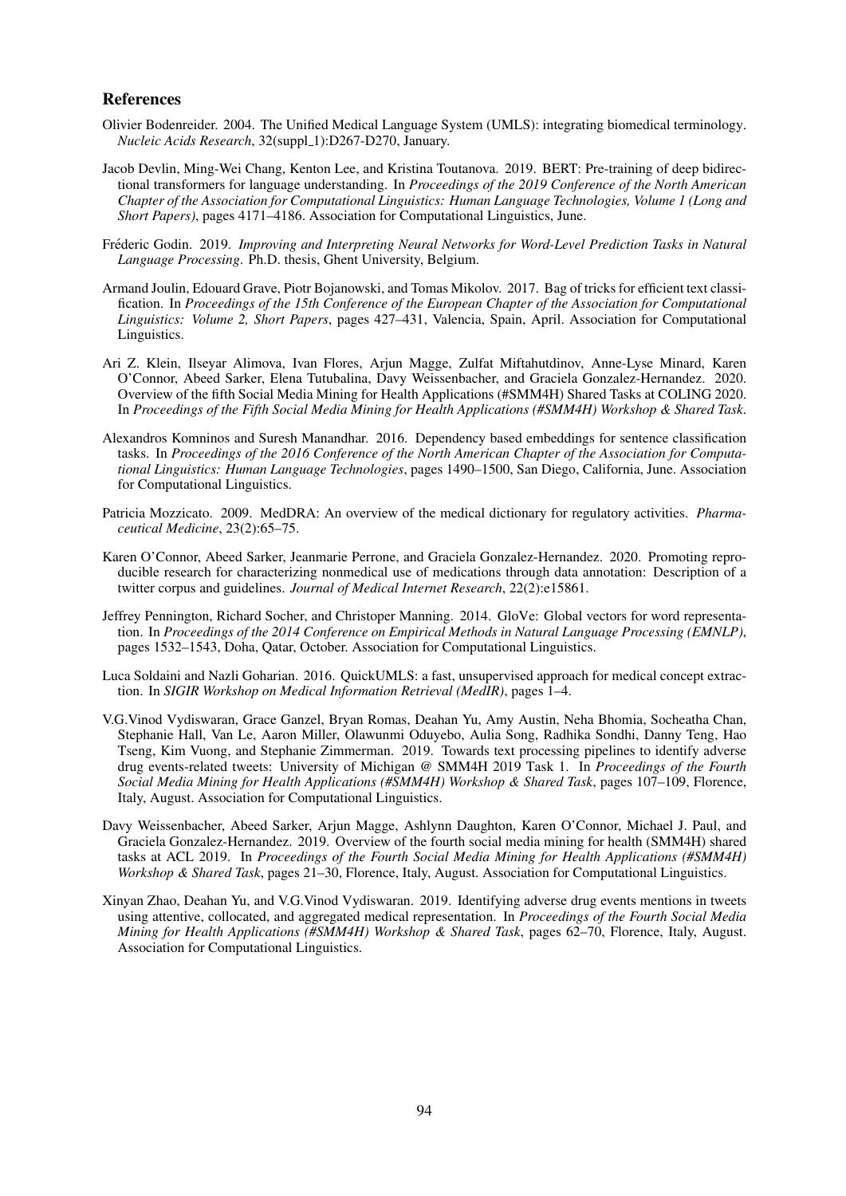## References

Olivier Bodenreider. 2004. The Unified Medical Language System (UMLS): integrating biomedical terminology. *Nucleic Acids Research*, 32(suppl_1):D267-D270, January.

Jacob Devlin, Ming-Wei Chang, Kenton Lee, and Kristina Toutanova. 2019. BERT: Pre-training of deep bidirectional transformers for language understanding. In *Proceedings of the 2019 Conference of the North American Chapter of the Association for Computational Linguistics: Human Language Technologies, Volume 1 (Long and Short Papers)*, pages 4171–4186. Association for Computational Linguistics, June.

Fréderic Godin. 2019. *Improving and Interpreting Neural Networks for Word-Level Prediction Tasks in Natural Language Processing*. Ph.D. thesis, Ghent University, Belgium.

Armand Joulin, Edouard Grave, Piotr Bojanowski, and Tomas Mikolov. 2017. Bag of tricks for efficient text classification. In *Proceedings of the 15th Conference of the European Chapter of the Association for Computational Linguistics: Volume 2, Short Papers*, pages 427–431, Valencia, Spain, April. Association for Computational Linguistics.

Ari Z. Klein, Ilseyar Alimova, Ivan Flores, Arjun Magge, Zulfat Miftahutdinov, Anne-Lyse Minard, Karen O'Connor, Abeed Sarker, Elena Tutubalina, Davy Weissenbacher, and Graciela Gonzalez-Hernandez. 2020. Overview of the fifth Social Media Mining for Health Applications (#SMM4H) Shared Tasks at COLING 2020. In *Proceedings of the Fifth Social Media Mining for Health Applications (#SMM4H) Workshop & Shared Task*.

Alexandros Komninos and Suresh Manandhar. 2016. Dependency based embeddings for sentence classification tasks. In *Proceedings of the 2016 Conference of the North American Chapter of the Association for Computational Linguistics: Human Language Technologies*, pages 1490–1500, San Diego, California, June. Association for Computational Linguistics.

Patricia Mozzicato. 2009. MedDRA: An overview of the medical dictionary for regulatory activities. *Pharmaceutical Medicine*, 23(2):65–75.

Karen O'Connor, Abeed Sarker, Jeanmarie Perrone, and Graciela Gonzalez-Hernandez. 2020. Promoting reproducible research for characterizing nonmedical use of medications through data annotation: Description of a twitter corpus and guidelines. *Journal of Medical Internet Research*, 22(2):e15861.

Jeffrey Pennington, Richard Socher, and Christopher Manning. 2014. GloVe: Global vectors for word representation. In *Proceedings of the 2014 Conference on Empirical Methods in Natural Language Processing (EMNLP)*, pages 1532–1543, Doha, Qatar, October. Association for Computational Linguistics.

Luca Soldaini and Nazli Goharian. 2016. QuickUMLS: a fast, unsupervised approach for medical concept extraction. In *SIGIR Workshop on Medical Information Retrieval (MedIR)*, pages 1–4.

V.G.Vinod Vydiswaran, Grace Ganzel, Bryan Romas, Deahan Yu, Amy Austin, Neha Bhomia, Socheatha Chan, Stephanie Hall, Van Le, Aaron Miller, Olawunmi Oduyebo, Aulia Song, Radhika Sondhi, Danny Teng, Hao Tseng, Kim Vuong, and Stephanie Zimmerman. 2019. Towards text processing pipelines to identify adverse drug events-related tweets: University of Michigan @ SMM4H 2019 Task 1. In *Proceedings of the Fourth Social Media Mining for Health Applications (#SMM4H) Workshop & Shared Task*, pages 107–109, Florence, Italy, August. Association for Computational Linguistics.

Davy Weissenbacher, Abeed Sarker, Arjun Magge, Ashlynn Daughton, Karen O'Connor, Michael J. Paul, and Graciela Gonzalez-Hernandez. 2019. Overview of the fourth social media mining for health (SMM4H) shared tasks at ACL 2019. In *Proceedings of the Fourth Social Media Mining for Health Applications (#SMM4H) Workshop & Shared Task*, pages 21–30, Florence, Italy, August. Association for Computational Linguistics.

Xinyan Zhao, Deahan Yu, and V.G.Vinod Vydiswaran. 2019. Identifying adverse drug events mentions in tweets using attentive, collocated, and aggregated medical representation. In *Proceedings of the Fourth Social Media Mining for Health Applications (#SMM4H) Workshop & Shared Task*, pages 62–70, Florence, Italy, August. Association for Computational Linguistics.